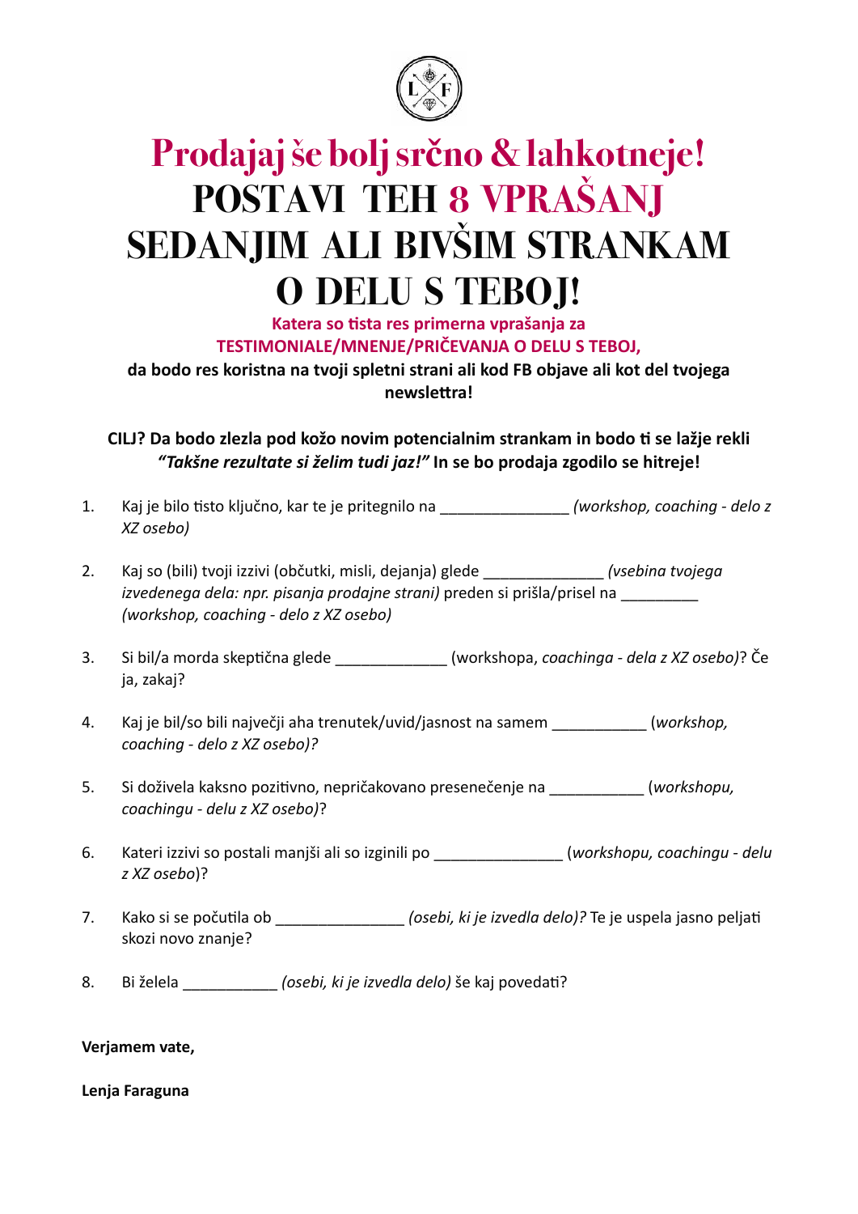# Prodajaj še bolj srčno & lahkotneje!
# POSTAVI TEH 8 VPRAŠANJ SEDANJIM ALI BIVŠIM STRANKAM O DELU S TEBOJ!

**Katera so tista res primerna vprašanja za TESTIMONIALE/MNENJE/PRIČEVANJA O DELU S TEBOJ,**

**da bodo res koristna na tvoji spletni strani ali kod FB objave ali kot del tvojega newslettra!**

**CILJ? Da bodo zlezla pod kožo novim potencialnim strankam in bodo ti se lažje rekli *"Takšne rezultate si želim tudi jaz!"* In se bo prodaja zgodilo se hitreje!**

1. Kaj je bilo tisto ključno, kar te je pritegnilo na _______________ *(workshop, coaching - delo z XZ osebo)*

2. Kaj so (bili) tvoji izzivi (občutki, misli, dejanja) glede ______________ *(vsebina tvojega izvedenega dela: npr. pisanja prodajne strani)* preden si prišla/prisel na _________ *(workshop, coaching - delo z XZ osebo)*

3. Si bil/a morda skeptična glede _____________ (workshopa, *coachinga - dela z XZ osebo)*? Če ja, zakaj?

4. Kaj je bil/so bili največji aha trenutek/uvid/jasnost na samem ___________ (*workshop, coaching - delo z XZ osebo)?*

5. Si doživela kaksno pozitivno, nepričakovano presenečenje na ___________ (*workshopu, coachingu - delu z XZ osebo)*?

6. Kateri izzivi so postali manjši ali so izginili po _______________ (*workshopu, coachingu - delu z XZ osebo*)?

7. Kako si se počutila ob _______________ *(osebi, ki je izvedla delo)?* Te je uspela jasno peljati skozi novo znanje?

8. Bi želela ___________ *(osebi, ki je izvedla delo)* še kaj povedati?

**Verjamem vate,**

**Lenja Faraguna**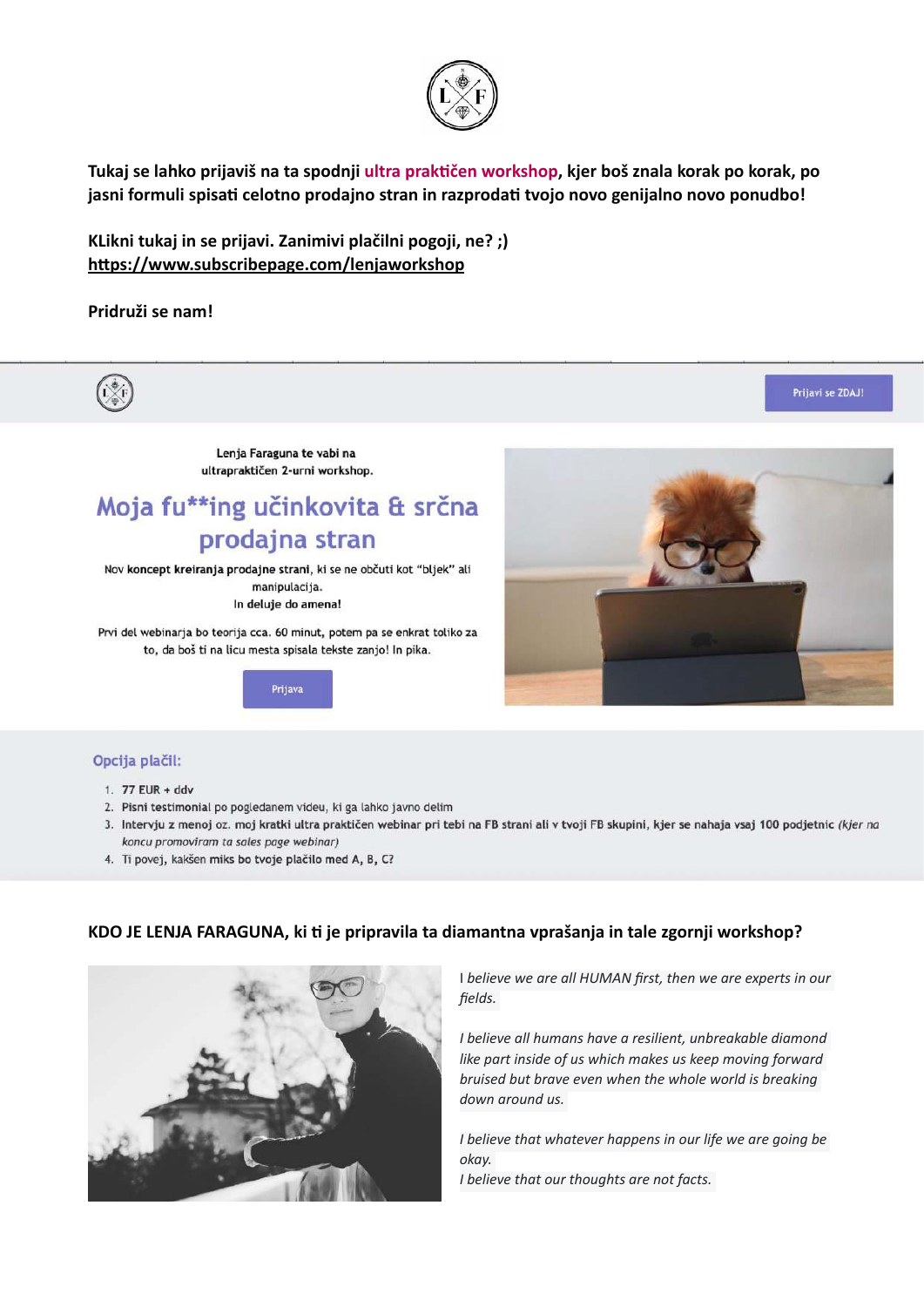**Tukaj se lahko prijaviš na ta spodnji ultra praktičen workshop, kjer boš znala korak po korak, po jasni formuli spisati celotno prodajno stran in razprodati tvojo novo genijalno novo ponudbo!**

**KLikni tukaj in se prijavi. Zanimivi plačilni pogoji, ne? ;)**
**https://www.subscribepage.com/lenjaworkshop**

**Pridruži se nam!**

Prijavi se ZDAJ!

Lenja Faraguna te vabi na ultrapraktičen 2-urni workshop.

## Moja fu**ing učinkovita & srčna prodajna stran

Nov **koncept kreiranja prodajne strani**, ki se ne občuti kot "bljek" ali manipulacija.
In **deluje do amena!**

Prvi del webinarja bo teorija cca. 60 minut, potem pa se enkrat toliko za to, da boš ti na licu mesta spisala tekste zanjo! In pika.

Prijava

### Opcija plačil:

1. **77 EUR** + ddv
2. **Pisni testimonial** po pogledanem videu, ki ga lahko javno delim
3. **Intervju z menoj** oz. moj kratki ultra praktičen webinar pri tebi na FB strani ali v tvoji FB skupini, kjer se nahaja vsaj 100 podjetnic *(kjer na koncu promoviram ta sales page webinar)*
4. Ti povej, kakšen miks bo tvoje plačilo med A, B, C?

**KDO JE LENJA FARAGUNA, ki ti je pripravila ta diamantna vprašanja in tale zgornji workshop?**

*I believe we are all HUMAN first, then we are experts in our fields.*

*I believe all humans have a resilient, unbreakable diamond like part inside of us which makes us keep moving forward bruised but brave even when the whole world is breaking down around us.*

*I believe that whatever happens in our life we are going be okay.*
*I believe that our thoughts are not facts.*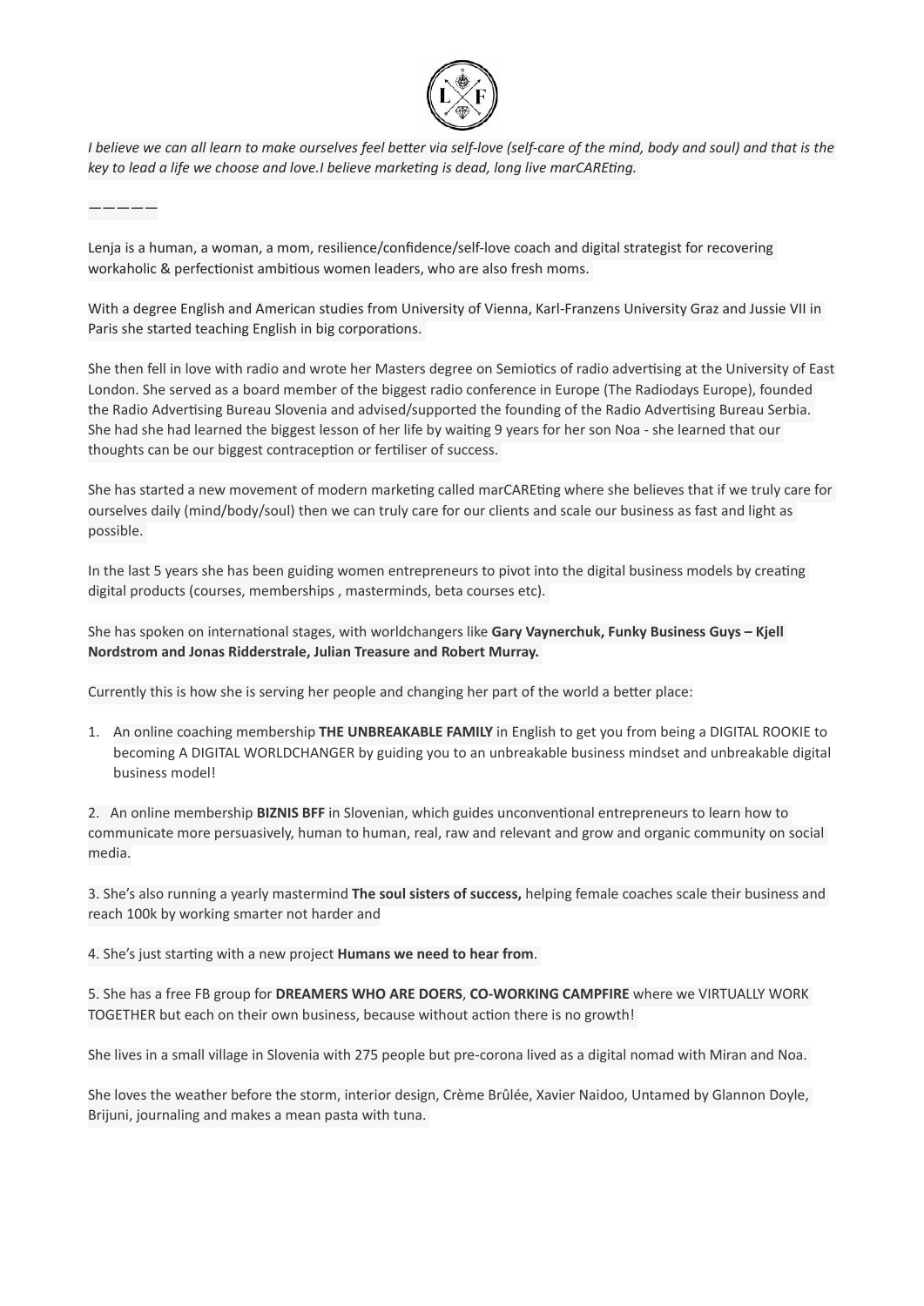*I believe we can all learn to make ourselves feel better via self-love (self-care of the mind, body and soul) and that is the key to lead a life we choose and love.I believe marketing is dead, long live marCAREting.*

—————

Lenja is a human, a woman, a mom, resilience/confidence/self-love coach and digital strategist for recovering workaholic & perfectionist ambitious women leaders, who are also fresh moms.

With a degree English and American studies from University of Vienna, Karl-Franzens University Graz and Jussie VII in Paris she started teaching English in big corporations.

She then fell in love with radio and wrote her Masters degree on Semiotics of radio advertising at the University of East London. She served as a board member of the biggest radio conference in Europe (The Radiodays Europe), founded the Radio Advertising Bureau Slovenia and advised/supported the founding of the Radio Advertising Bureau Serbia. She had she had learned the biggest lesson of her life by waiting 9 years for her son Noa - she learned that our thoughts can be our biggest contraception or fertiliser of success.

She has started a new movement of modern marketing called marCAREting where she believes that if we truly care for ourselves daily (mind/body/soul) then we can truly care for our clients and scale our business as fast and light as possible.

In the last 5 years she has been guiding women entrepreneurs to pivot into the digital business models by creating digital products (courses, memberships , masterminds, beta courses etc).

She has spoken on international stages, with worldchangers like **Gary Vaynerchuk, Funky Business Guys – Kjell Nordstrom and Jonas Ridderstrale, Julian Treasure and Robert Murray.**

Currently this is how she is serving her people and changing her part of the world a better place:

1. An online coaching membership **THE UNBREAKABLE FAMILY** in English to get you from being a DIGITAL ROOKIE to becoming A DIGITAL WORLDCHANGER by guiding you to an unbreakable business mindset and unbreakable digital business model!

2. An online membership **BIZNIS BFF** in Slovenian, which guides unconventional entrepreneurs to learn how to communicate more persuasively, human to human, real, raw and relevant and grow and organic community on social media.

3. She's also running a yearly mastermind **The soul sisters of success,** helping female coaches scale their business and reach 100k by working smarter not harder and

4. She's just starting with a new project **Humans we need to hear from**.

5. She has a free FB group for **DREAMERS WHO ARE DOERS**, **CO-WORKING CAMPFIRE** where we VIRTUALLY WORK TOGETHER but each on their own business, because without action there is no growth!

She lives in a small village in Slovenia with 275 people but pre-corona lived as a digital nomad with Miran and Noa.

She loves the weather before the storm, interior design, Crème Brûlée, Xavier Naidoo, Untamed by Glannon Doyle, Brijuni, journaling and makes a mean pasta with tuna.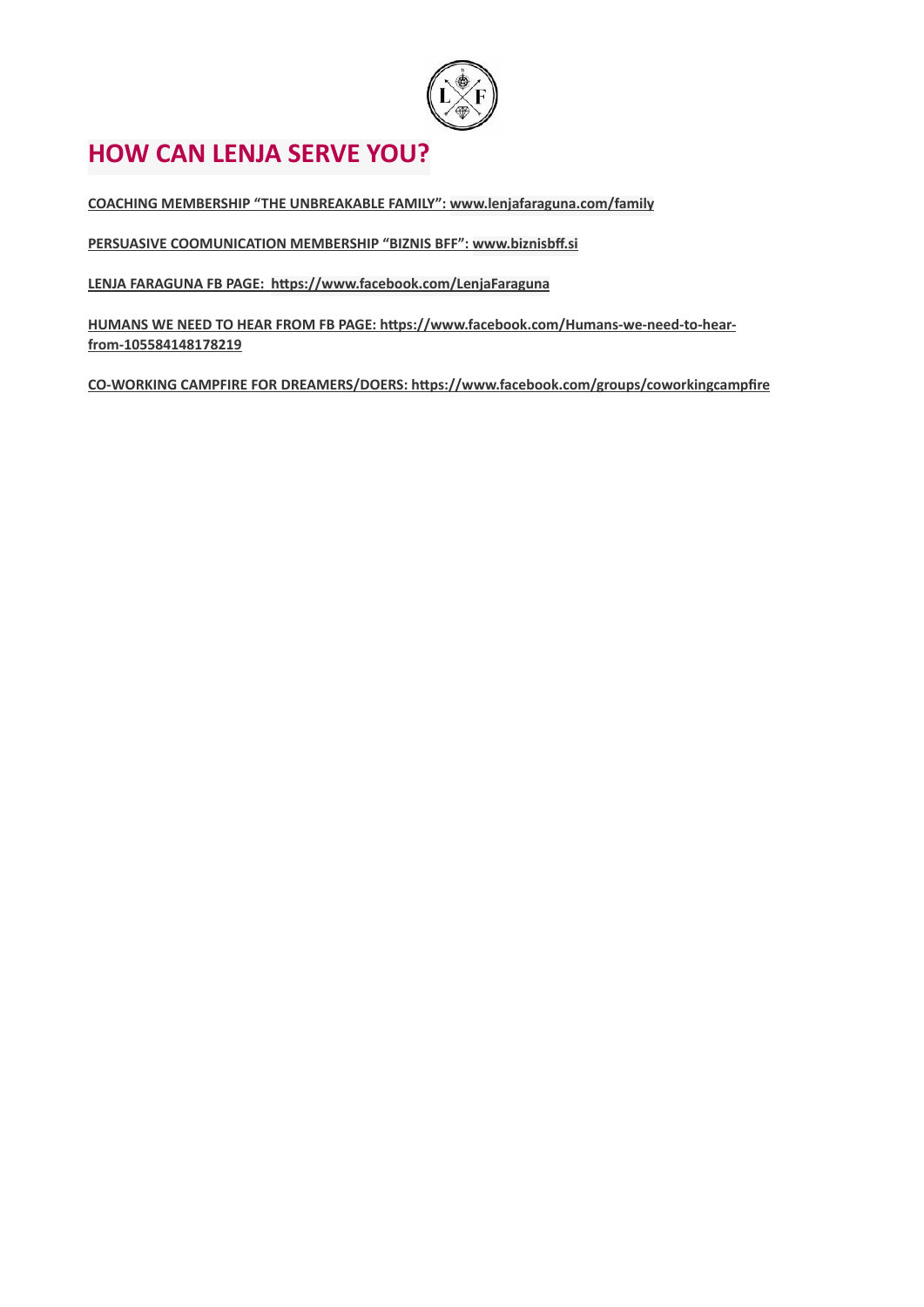# HOW CAN LENJA SERVE YOU?

**COACHING MEMBERSHIP "THE UNBREAKABLE FAMILY": www.lenjafaraguna.com/family**

**PERSUASIVE COOMUNICATION MEMBERSHIP "BIZNIS BFF": www.biznisbff.si**

**LENJA FARAGUNA FB PAGE: https://www.facebook.com/LenjaFaraguna**

**HUMANS WE NEED TO HEAR FROM FB PAGE: https://www.facebook.com/Humans-we-need-to-hear-from-105584148178219**

**CO-WORKING CAMPFIRE FOR DREAMERS/DOERS: https://www.facebook.com/groups/coworkingcampfire**